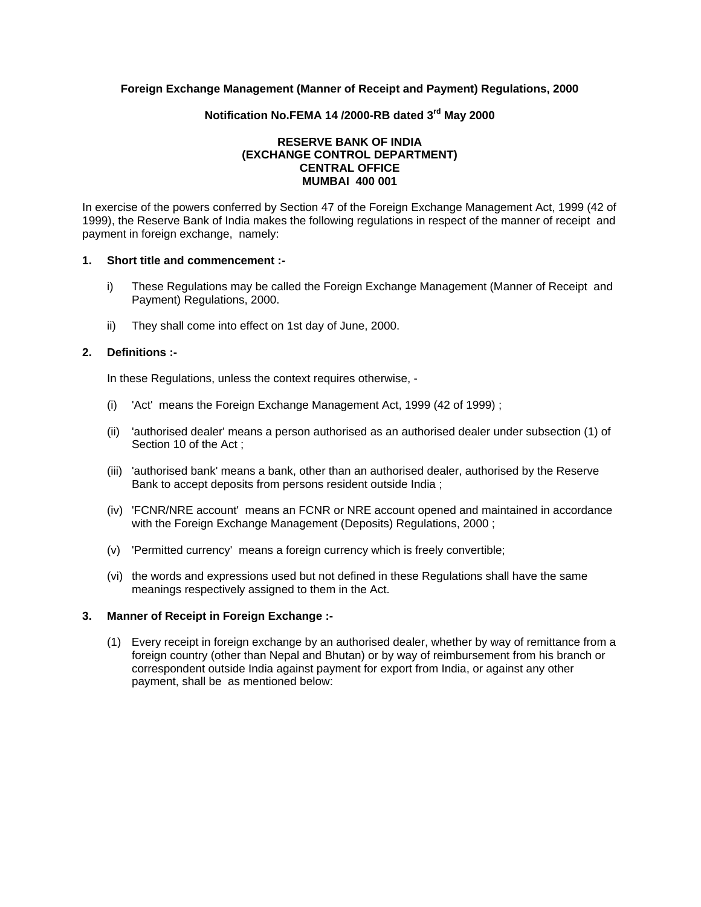**Foreign Exchange Management (Manner of Receipt and Payment) Regulations, 2000**

**Notification No.FEMA 14 /2000-RB dated 3rd May 2000**

**RESERVE BANK OF INDIA**
**(EXCHANGE CONTROL DEPARTMENT)**
**CENTRAL OFFICE**
**MUMBAI 400 001**

In exercise of the powers conferred by Section 47 of the Foreign Exchange Management Act, 1999 (42 of 1999), the Reserve Bank of India makes the following regulations in respect of the manner of receipt and payment in foreign exchange, namely:

**1. Short title and commencement :-**

i) These Regulations may be called the Foreign Exchange Management (Manner of Receipt and Payment) Regulations, 2000.

ii) They shall come into effect on 1st day of June, 2000.

**2. Definitions :-**

In these Regulations, unless the context requires otherwise, -

(i) 'Act' means the Foreign Exchange Management Act, 1999 (42 of 1999) ;

(ii) 'authorised dealer' means a person authorised as an authorised dealer under subsection (1) of Section 10 of the Act ;

(iii) 'authorised bank' means a bank, other than an authorised dealer, authorised by the Reserve Bank to accept deposits from persons resident outside India ;

(iv) 'FCNR/NRE account' means an FCNR or NRE account opened and maintained in accordance with the Foreign Exchange Management (Deposits) Regulations, 2000 ;

(v) 'Permitted currency' means a foreign currency which is freely convertible;

(vi) the words and expressions used but not defined in these Regulations shall have the same meanings respectively assigned to them in the Act.

**3. Manner of Receipt in Foreign Exchange :-**

(1) Every receipt in foreign exchange by an authorised dealer, whether by way of remittance from a foreign country (other than Nepal and Bhutan) or by way of reimbursement from his branch or correspondent outside India against payment for export from India, or against any other payment, shall be as mentioned below: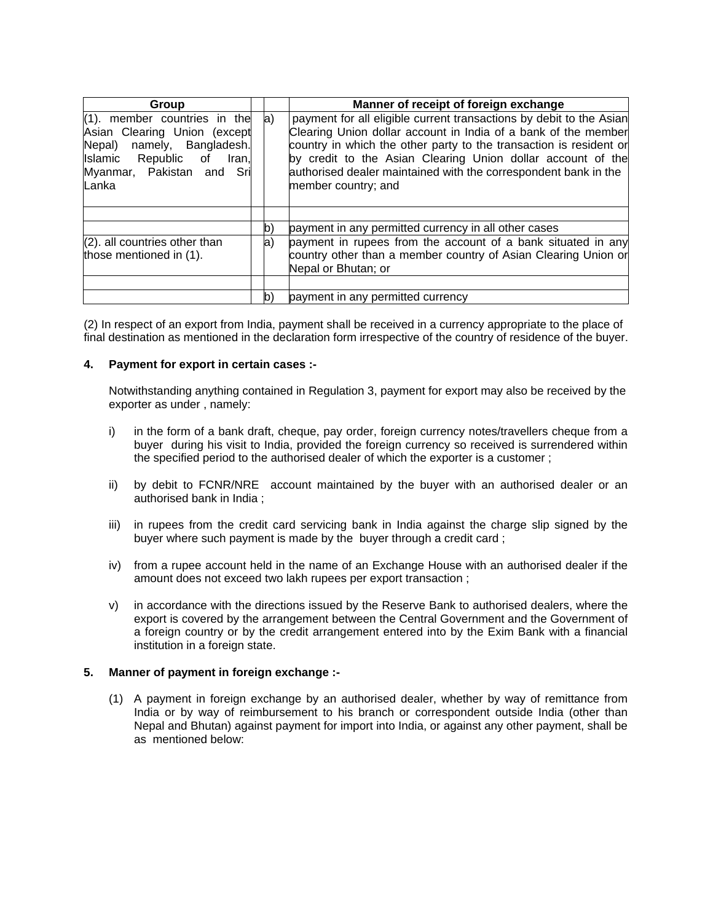| Group | | | Manner of receipt of foreign exchange |
|---|---|---|---|
| (1). member countries in the Asian Clearing Union (except Nepal) namely, Bangladesh. Islamic Republic of Iran, Myanmar, Pakistan and Sri Lanka | | a) | payment for all eligible current transactions by debit to the Asian Clearing Union dollar account in India of a bank of the member country in which the other party to the transaction is resident or by credit to the Asian Clearing Union dollar account of the authorised dealer maintained with the correspondent bank in the member country; and |
| | | | |
| | | b) | payment in any permitted currency in all other cases |
| (2). all countries other than those mentioned in (1). | | a) | payment in rupees from the account of a bank situated in any country other than a member country of Asian Clearing Union or Nepal or Bhutan; or |
| | | | |
| | | b) | payment in any permitted currency |

(2) In respect of an export from India, payment shall be received in a currency appropriate to the place of final destination as mentioned in the declaration form irrespective of the country of residence of the buyer.

**4. Payment for export in certain cases :-**

Notwithstanding anything contained in Regulation 3, payment for export may also be received by the exporter as under , namely:

i) in the form of a bank draft, cheque, pay order, foreign currency notes/travellers cheque from a buyer during his visit to India, provided the foreign currency so received is surrendered within the specified period to the authorised dealer of which the exporter is a customer ;

ii) by debit to FCNR/NRE account maintained by the buyer with an authorised dealer or an authorised bank in India ;

iii) in rupees from the credit card servicing bank in India against the charge slip signed by the buyer where such payment is made by the buyer through a credit card ;

iv) from a rupee account held in the name of an Exchange House with an authorised dealer if the amount does not exceed two lakh rupees per export transaction ;

v) in accordance with the directions issued by the Reserve Bank to authorised dealers, where the export is covered by the arrangement between the Central Government and the Government of a foreign country or by the credit arrangement entered into by the Exim Bank with a financial institution in a foreign state.

**5. Manner of payment in foreign exchange :-**

(1) A payment in foreign exchange by an authorised dealer, whether by way of remittance from India or by way of reimbursement to his branch or correspondent outside India (other than Nepal and Bhutan) against payment for import into India, or against any other payment, shall be as mentioned below: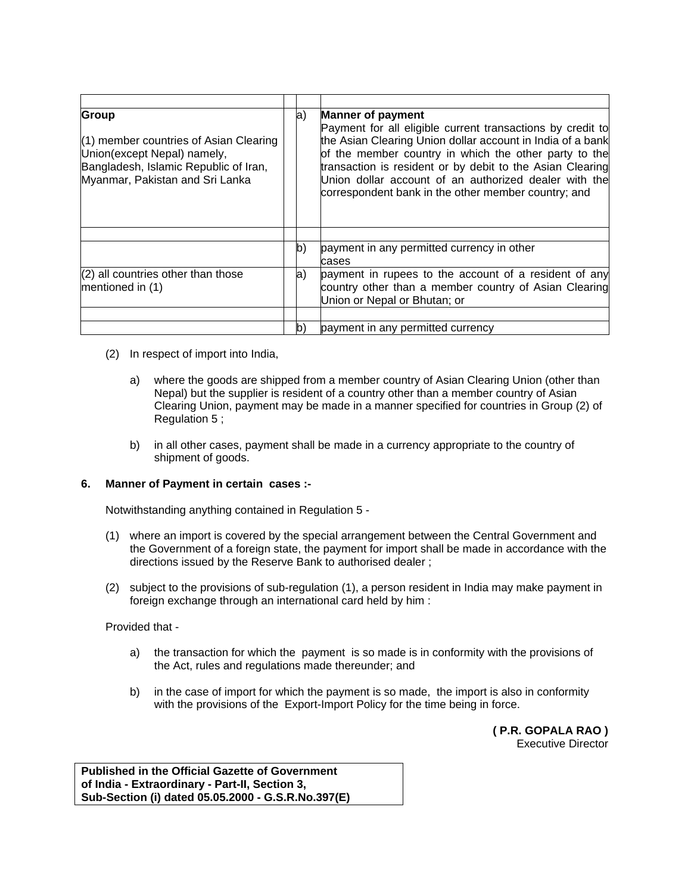| | | | |
|---|---|---|---|
| | | | |
| **Group**<br><br>(1) member countries of Asian Clearing Union(except Nepal) namely, Bangladesh, Islamic Republic of Iran, Myanmar, Pakistan and Sri Lanka | | a) | **Manner of payment**<br>Payment for all eligible current transactions by credit to the Asian Clearing Union dollar account in India of a bank of the member country in which the other party to the transaction is resident or by debit to the Asian Clearing Union dollar account of an authorized dealer with the correspondent bank in the other member country; and |
| | | | |
| | | b) | payment in any permitted currency in other cases |
| (2) all countries other than those mentioned in (1) | | a) | payment in rupees to the account of a resident of any country other than a member country of Asian Clearing Union or Nepal or Bhutan; or |
| | | | |
| | | b) | payment in any permitted currency |

(2) In respect of import into India,

a) where the goods are shipped from a member country of Asian Clearing Union (other than Nepal) but the supplier is resident of a country other than a member country of Asian Clearing Union, payment may be made in a manner specified for countries in Group (2) of Regulation 5 ;

b) in all other cases, payment shall be made in a currency appropriate to the country of shipment of goods.

**6. Manner of Payment in certain cases :-**

Notwithstanding anything contained in Regulation 5 -

(1) where an import is covered by the special arrangement between the Central Government and the Government of a foreign state, the payment for import shall be made in accordance with the directions issued by the Reserve Bank to authorised dealer ;

(2) subject to the provisions of sub-regulation (1), a person resident in India may make payment in foreign exchange through an international card held by him :

Provided that -

a) the transaction for which the payment is so made is in conformity with the provisions of the Act, rules and regulations made thereunder; and

b) in the case of import for which the payment is so made, the import is also in conformity with the provisions of the Export-Import Policy for the time being in force.

**( P.R. GOPALA RAO )**
Executive Director

**Published in the Official Gazette of Government of India - Extraordinary - Part-II, Section 3, Sub-Section (i) dated 05.05.2000 - G.S.R.No.397(E)**